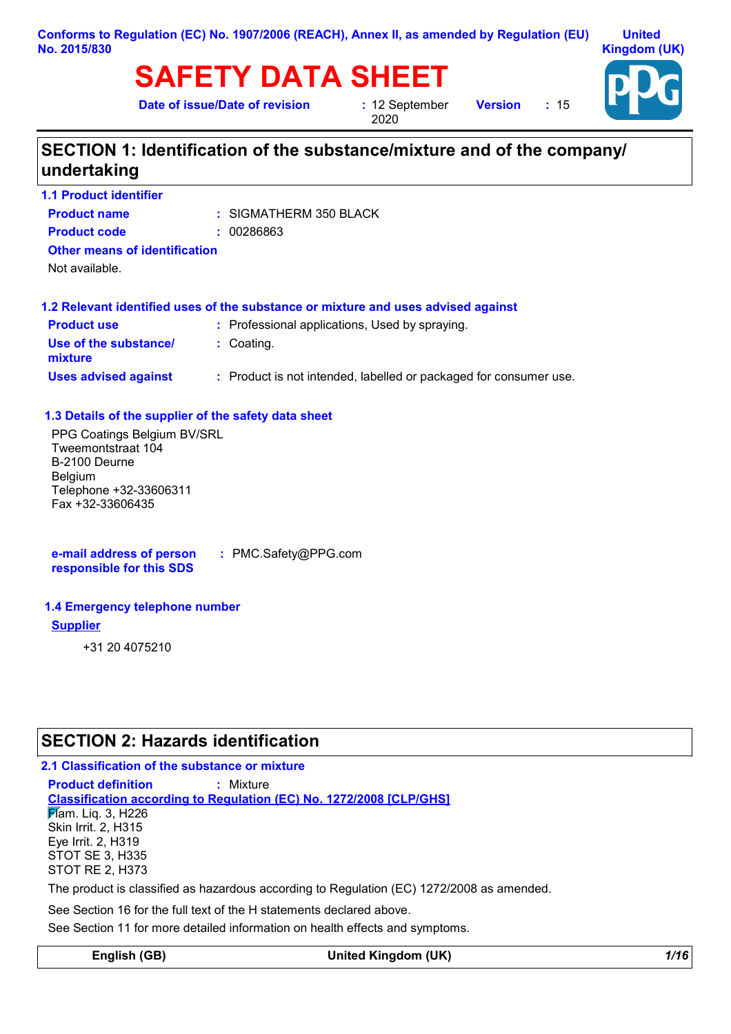Conforms to Regulation (EC) No. 1907/2006 (REACH), Annex II, as amended by Regulation (EU) No. 2015/830

United Kingdom (UK)

# SAFETY DATA SHEET

**Date of issue/Date of revision** : 12 September 2020 **Version** : 15

## SECTION 1: Identification of the substance/mixture and of the company/ undertaking

### 1.1 Product identifier

**Product name** : SIGMATHERM 350 BLACK

**Product code** : 00286863

**Other means of identification**

Not available.

### 1.2 Relevant identified uses of the substance or mixture and uses advised against

**Product use** : Professional applications, Used by spraying.

**Use of the substance/ mixture** : Coating.

**Uses advised against** : Product is not intended, labelled or packaged for consumer use.

### 1.3 Details of the supplier of the safety data sheet

PPG Coatings Belgium BV/SRL
Tweemontstraat 104
B-2100 Deurne
Belgium
Telephone +32-33606311
Fax +32-33606435

**e-mail address of person responsible for this SDS** : PMC.Safety@PPG.com

### 1.4 Emergency telephone number

**Supplier**

+31 20 4075210

## SECTION 2: Hazards identification

### 2.1 Classification of the substance or mixture

**Product definition** : Mixture

**Classification according to Regulation (EC) No. 1272/2008 [CLP/GHS]**

Flam. Liq. 3, H226
Skin Irrit. 2, H315
Eye Irrit. 2, H319
STOT SE 3, H335
STOT RE 2, H373

The product is classified as hazardous according to Regulation (EC) 1272/2008 as amended.

See Section 16 for the full text of the H statements declared above.

See Section 11 for more detailed information on health effects and symptoms.

English (GB) United Kingdom (UK)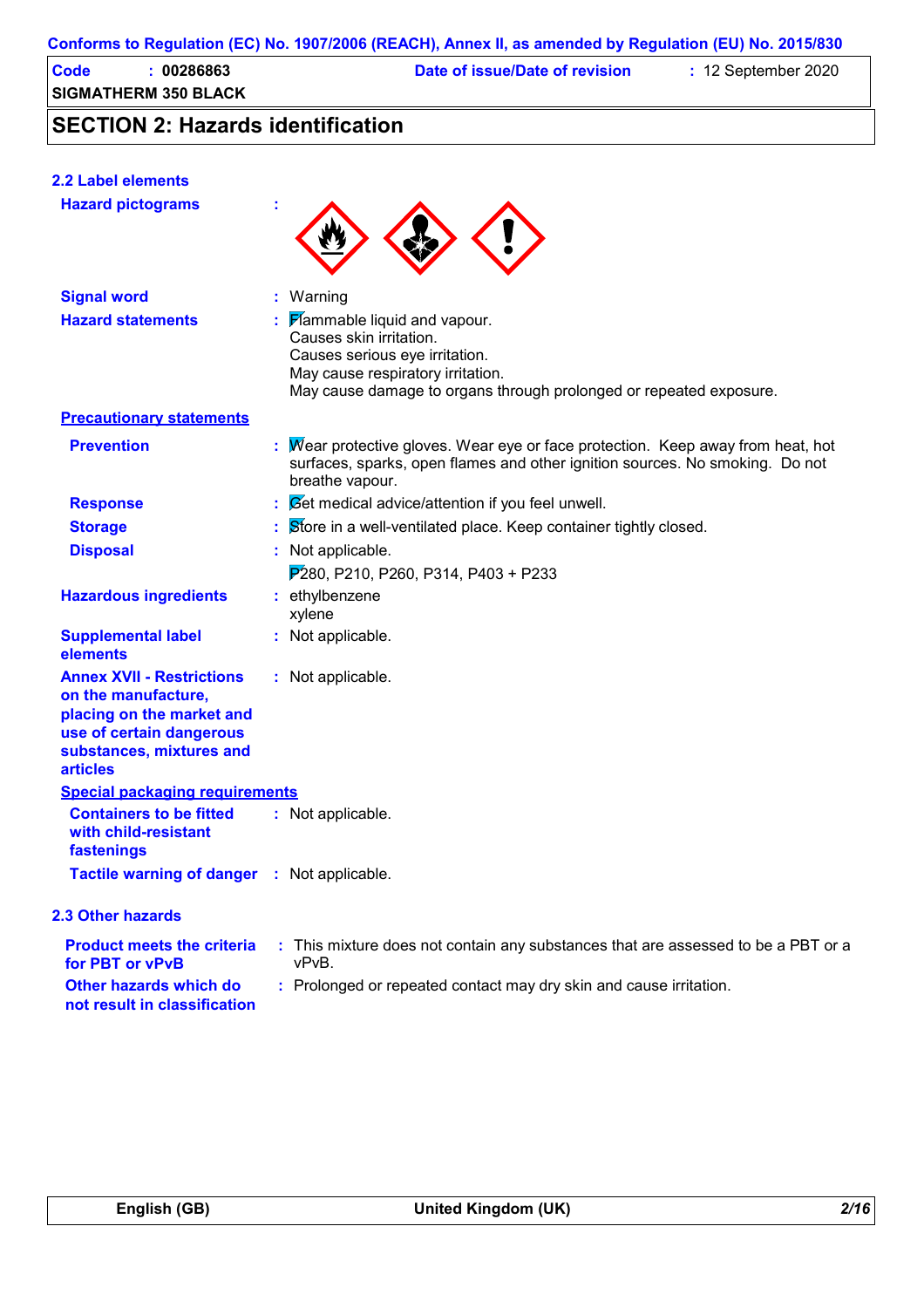Conforms to Regulation (EC) No. 1907/2006 (REACH), Annex II, as amended by Regulation (EU) No. 2015/830

| Code | : 00286863 | Date of issue/Date of revision | : 12 September 2020 |
|---|---|---|---|
| SIGMATHERM 350 BLACK | | | |

## SECTION 2: Hazards identification

### 2.2 Label elements

**Hazard pictograms** :

**Signal word** : Warning

**Hazard statements** : Flammable liquid and vapour.
Causes skin irritation.
Causes serious eye irritation.
May cause respiratory irritation.
May cause damage to organs through prolonged or repeated exposure.

**Precautionary statements**

**Prevention** : Wear protective gloves. Wear eye or face protection. Keep away from heat, hot surfaces, sparks, open flames and other ignition sources. No smoking. Do not breathe vapour.

**Response** : Get medical advice/attention if you feel unwell.

**Storage** : Store in a well-ventilated place. Keep container tightly closed.

**Disposal** : Not applicable.

P280, P210, P260, P314, P403 + P233

**Hazardous ingredients** : ethylbenzene
xylene

**Supplemental label elements** : Not applicable.

**Annex XVII - Restrictions on the manufacture, placing on the market and use of certain dangerous substances, mixtures and articles** : Not applicable.

**Special packaging requirements**

**Containers to be fitted with child-resistant fastenings** : Not applicable.

**Tactile warning of danger** : Not applicable.

### 2.3 Other hazards

**Product meets the criteria for PBT or vPvB** : This mixture does not contain any substances that are assessed to be a PBT or a vPvB.

**Other hazards which do not result in classification** : Prolonged or repeated contact may dry skin and cause irritation.

English (GB) | United Kingdom (UK)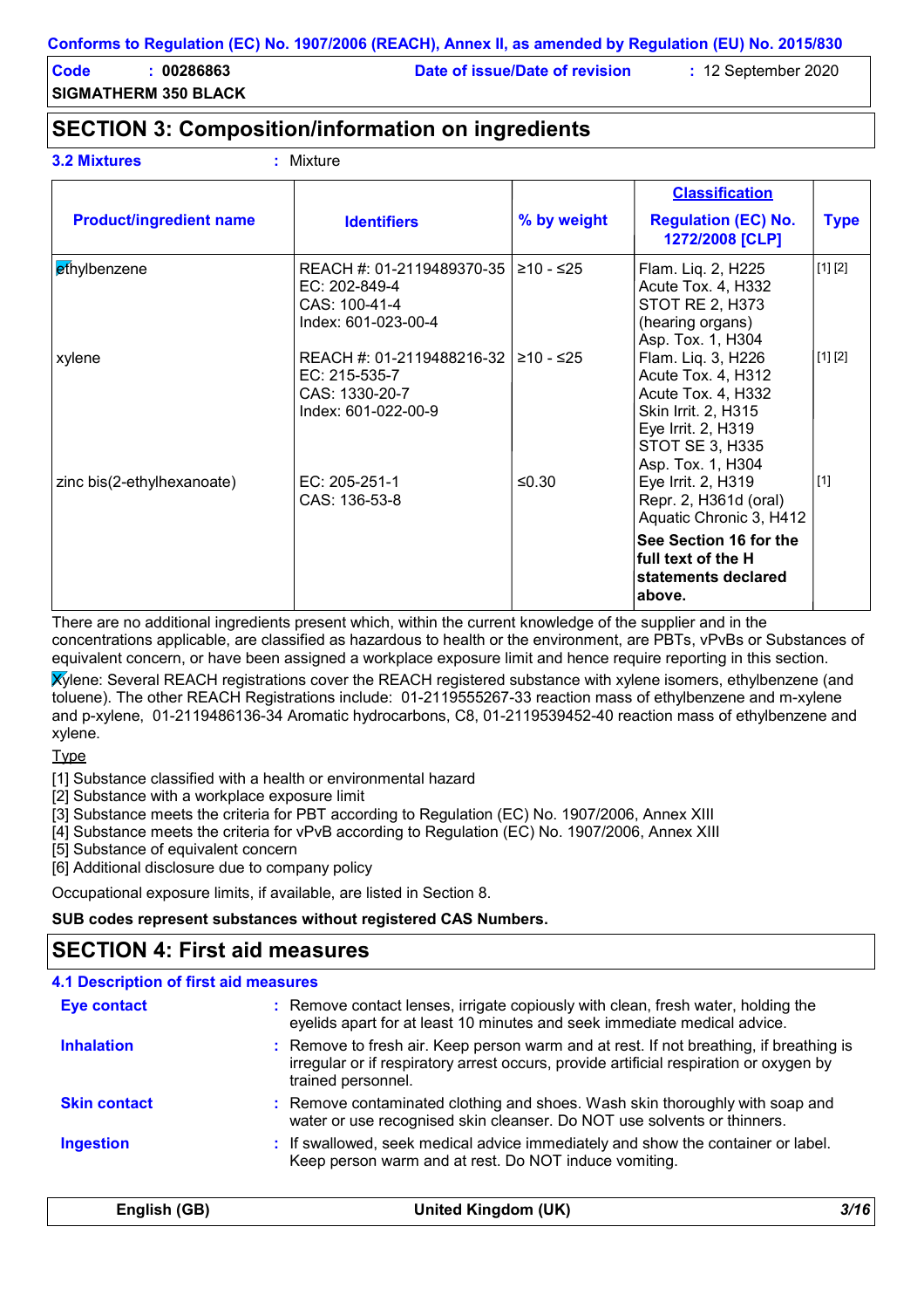**Conforms to Regulation (EC) No. 1907/2006 (REACH), Annex II, as amended by Regulation (EU) No. 2015/830**

**Code** : **00286863** **Date of issue/Date of revision** : 12 September 2020

**SIGMATHERM 350 BLACK**

## SECTION 3: Composition/information on ingredients

**3.2 Mixtures** : Mixture

| Product/ingredient name | Identifiers | % by weight | Classification Regulation (EC) No. 1272/2008 [CLP] | Type |
|---|---|---|---|---|
| ethylbenzene | REACH #: 01-2119489370-35<br>EC: 202-849-4<br>CAS: 100-41-4<br>Index: 601-023-00-4 | ≥10 - ≤25 | Flam. Liq. 2, H225<br>Acute Tox. 4, H332<br>STOT RE 2, H373 (hearing organs)<br>Asp. Tox. 1, H304 | [1] [2] |
| xylene | REACH #: 01-2119488216-32<br>EC: 215-535-7<br>CAS: 1330-20-7<br>Index: 601-022-00-9 | ≥10 - ≤25 | Flam. Liq. 3, H226<br>Acute Tox. 4, H312<br>Acute Tox. 4, H332<br>Skin Irrit. 2, H315<br>Eye Irrit. 2, H319<br>STOT SE 3, H335<br>Asp. Tox. 1, H304 | [1] [2] |
| zinc bis(2-ethylhexanoate) | EC: 205-251-1<br>CAS: 136-53-8 | ≤0.30 | Eye Irrit. 2, H319<br>Repr. 2, H361d (oral)<br>Aquatic Chronic 3, H412 | [1] |
| | | | **See Section 16 for the full text of the H statements declared above.** | |

There are no additional ingredients present which, within the current knowledge of the supplier and in the concentrations applicable, are classified as hazardous to health or the environment, are PBTs, vPvBs or Substances of equivalent concern, or have been assigned a workplace exposure limit and hence require reporting in this section.

Xylene: Several REACH registrations cover the REACH registered substance with xylene isomers, ethylbenzene (and toluene). The other REACH Registrations include: 01-2119555267-33 reaction mass of ethylbenzene and m-xylene and p-xylene, 01-2119486136-34 Aromatic hydrocarbons, C8, 01-2119539452-40 reaction mass of ethylbenzene and xylene.

Type

[1] Substance classified with a health or environmental hazard
[2] Substance with a workplace exposure limit
[3] Substance meets the criteria for PBT according to Regulation (EC) No. 1907/2006, Annex XIII
[4] Substance meets the criteria for vPvB according to Regulation (EC) No. 1907/2006, Annex XIII
[5] Substance of equivalent concern
[6] Additional disclosure due to company policy

Occupational exposure limits, if available, are listed in Section 8.

**SUB codes represent substances without registered CAS Numbers.**

## SECTION 4: First aid measures

### 4.1 Description of first aid measures

**Eye contact** : Remove contact lenses, irrigate copiously with clean, fresh water, holding the eyelids apart for at least 10 minutes and seek immediate medical advice.

**Inhalation** : Remove to fresh air. Keep person warm and at rest. If not breathing, if breathing is irregular or if respiratory arrest occurs, provide artificial respiration or oxygen by trained personnel.

**Skin contact** : Remove contaminated clothing and shoes. Wash skin thoroughly with soap and water or use recognised skin cleanser. Do NOT use solvents or thinners.

**Ingestion** : If swallowed, seek medical advice immediately and show the container or label. Keep person warm and at rest. Do NOT induce vomiting.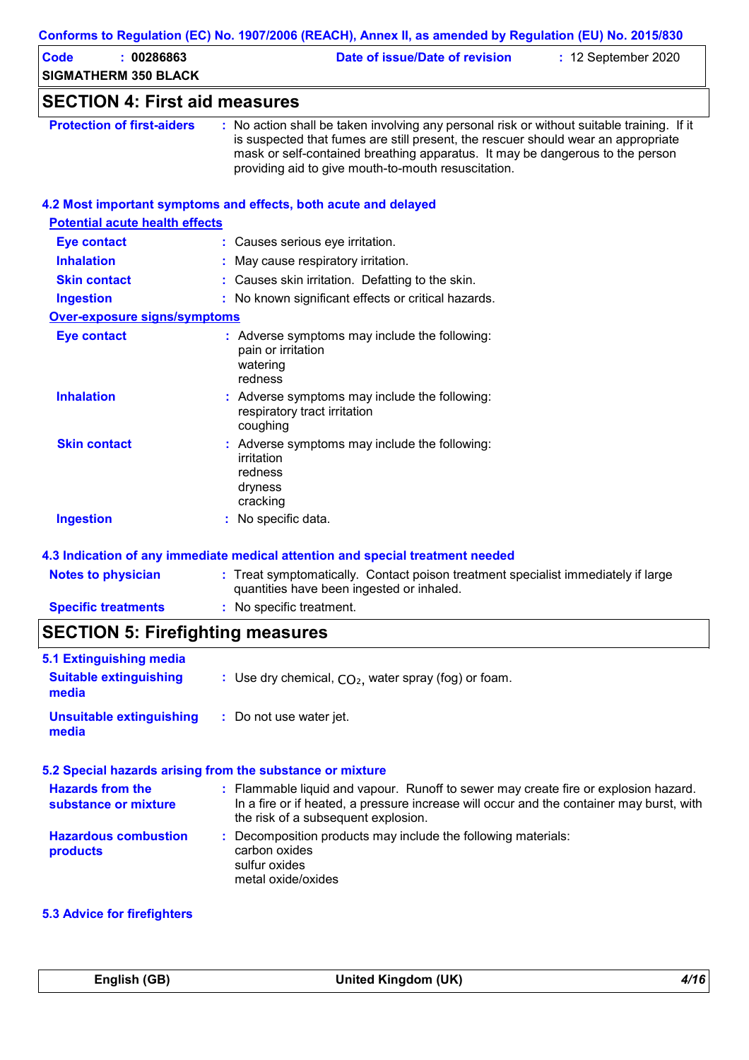## SECTION 4: First aid measures

**Protection of first-aiders** : No action shall be taken involving any personal risk or without suitable training. If it is suspected that fumes are still present, the rescuer should wear an appropriate mask or self-contained breathing apparatus. It may be dangerous to the person providing aid to give mouth-to-mouth resuscitation.

### 4.2 Most important symptoms and effects, both acute and delayed

**Potential acute health effects**

**Eye contact** : Causes serious eye irritation.

**Inhalation** : May cause respiratory irritation.

**Skin contact** : Causes skin irritation. Defatting to the skin.

**Ingestion** : No known significant effects or critical hazards.

**Over-exposure signs/symptoms**

**Eye contact** : Adverse symptoms may include the following:
pain or irritation
watering
redness

**Inhalation** : Adverse symptoms may include the following:
respiratory tract irritation
coughing

**Skin contact** : Adverse symptoms may include the following:
irritation
redness
dryness
cracking

**Ingestion** : No specific data.

### 4.3 Indication of any immediate medical attention and special treatment needed

**Notes to physician** : Treat symptomatically. Contact poison treatment specialist immediately if large quantities have been ingested or inhaled.

**Specific treatments** : No specific treatment.

## SECTION 5: Firefighting measures

### 5.1 Extinguishing media

**Suitable extinguishing media** : Use dry chemical, $CO_2$, water spray (fog) or foam.

**Unsuitable extinguishing media** : Do not use water jet.

### 5.2 Special hazards arising from the substance or mixture

**Hazards from the substance or mixture** : Flammable liquid and vapour. Runoff to sewer may create fire or explosion hazard. In a fire or if heated, a pressure increase will occur and the container may burst, with the risk of a subsequent explosion.

**Hazardous combustion products** : Decomposition products may include the following materials:
carbon oxides
sulfur oxides
metal oxide/oxides

### 5.3 Advice for firefighters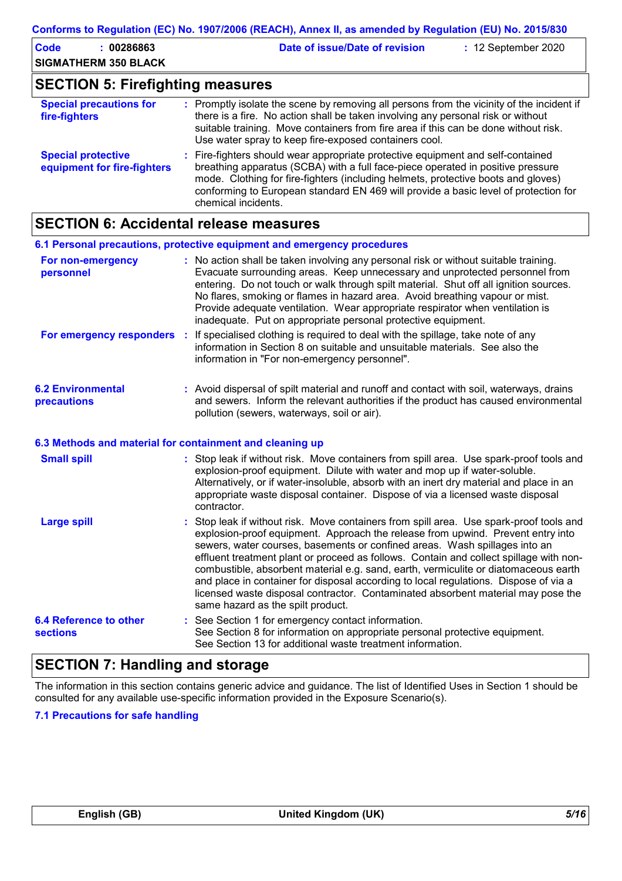## SECTION 5: Firefighting measures

**Special precautions for fire-fighters** : Promptly isolate the scene by removing all persons from the vicinity of the incident if there is a fire. No action shall be taken involving any personal risk or without suitable training. Move containers from fire area if this can be done without risk. Use water spray to keep fire-exposed containers cool.

**Special protective equipment for fire-fighters** : Fire-fighters should wear appropriate protective equipment and self-contained breathing apparatus (SCBA) with a full face-piece operated in positive pressure mode. Clothing for fire-fighters (including helmets, protective boots and gloves) conforming to European standard EN 469 will provide a basic level of protection for chemical incidents.

## SECTION 6: Accidental release measures

### 6.1 Personal precautions, protective equipment and emergency procedures

**For non-emergency personnel** : No action shall be taken involving any personal risk or without suitable training. Evacuate surrounding areas. Keep unnecessary and unprotected personnel from entering. Do not touch or walk through spilt material. Shut off all ignition sources. No flares, smoking or flames in hazard area. Avoid breathing vapour or mist. Provide adequate ventilation. Wear appropriate respirator when ventilation is inadequate. Put on appropriate personal protective equipment.

**For emergency responders** : If specialised clothing is required to deal with the spillage, take note of any information in Section 8 on suitable and unsuitable materials. See also the information in "For non-emergency personnel".

### 6.2 Environmental precautions

: Avoid dispersal of spilt material and runoff and contact with soil, waterways, drains and sewers. Inform the relevant authorities if the product has caused environmental pollution (sewers, waterways, soil or air).

### 6.3 Methods and material for containment and cleaning up

**Small spill** : Stop leak if without risk. Move containers from spill area. Use spark-proof tools and explosion-proof equipment. Dilute with water and mop up if water-soluble. Alternatively, or if water-insoluble, absorb with an inert dry material and place in an appropriate waste disposal container. Dispose of via a licensed waste disposal contractor.

**Large spill** : Stop leak if without risk. Move containers from spill area. Use spark-proof tools and explosion-proof equipment. Approach the release from upwind. Prevent entry into sewers, water courses, basements or confined areas. Wash spillages into an effluent treatment plant or proceed as follows. Contain and collect spillage with non-combustible, absorbent material e.g. sand, earth, vermiculite or diatomaceous earth and place in container for disposal according to local regulations. Dispose of via a licensed waste disposal contractor. Contaminated absorbent material may pose the same hazard as the spilt product.

### 6.4 Reference to other sections

: See Section 1 for emergency contact information.
See Section 8 for information on appropriate personal protective equipment.
See Section 13 for additional waste treatment information.

## SECTION 7: Handling and storage

The information in this section contains generic advice and guidance. The list of Identified Uses in Section 1 should be consulted for any available use-specific information provided in the Exposure Scenario(s).

### 7.1 Precautions for safe handling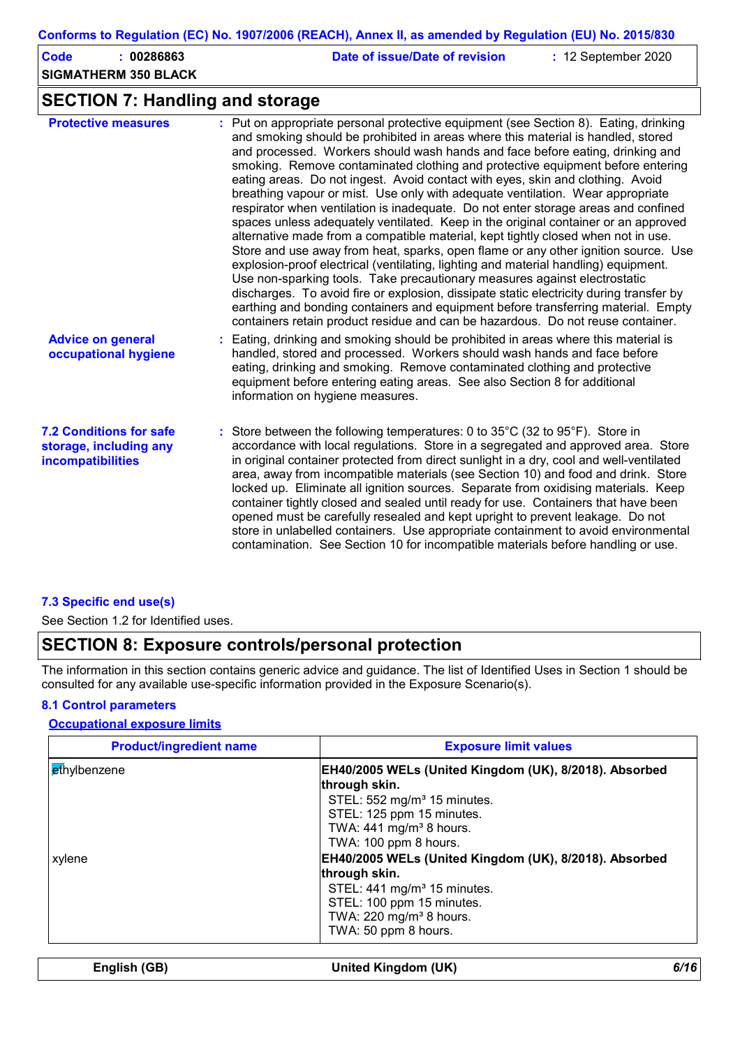## SECTION 7: Handling and storage

**Protective measures** : Put on appropriate personal protective equipment (see Section 8). Eating, drinking and smoking should be prohibited in areas where this material is handled, stored and processed. Workers should wash hands and face before eating, drinking and smoking. Remove contaminated clothing and protective equipment before entering eating areas. Do not ingest. Avoid contact with eyes, skin and clothing. Avoid breathing vapour or mist. Use only with adequate ventilation. Wear appropriate respirator when ventilation is inadequate. Do not enter storage areas and confined spaces unless adequately ventilated. Keep in the original container or an approved alternative made from a compatible material, kept tightly closed when not in use. Store and use away from heat, sparks, open flame or any other ignition source. Use explosion-proof electrical (ventilating, lighting and material handling) equipment. Use non-sparking tools. Take precautionary measures against electrostatic discharges. To avoid fire or explosion, dissipate static electricity during transfer by earthing and bonding containers and equipment before transferring material. Empty containers retain product residue and can be hazardous. Do not reuse container.

**Advice on general occupational hygiene** : Eating, drinking and smoking should be prohibited in areas where this material is handled, stored and processed. Workers should wash hands and face before eating, drinking and smoking. Remove contaminated clothing and protective equipment before entering eating areas. See also Section 8 for additional information on hygiene measures.

**7.2 Conditions for safe storage, including any incompatibilities** : Store between the following temperatures: 0 to 35°C (32 to 95°F). Store in accordance with local regulations. Store in a segregated and approved area. Store in original container protected from direct sunlight in a dry, cool and well-ventilated area, away from incompatible materials (see Section 10) and food and drink. Store locked up. Eliminate all ignition sources. Separate from oxidising materials. Keep container tightly closed and sealed until ready for use. Containers that have been opened must be carefully resealed and kept upright to prevent leakage. Do not store in unlabelled containers. Use appropriate containment to avoid environmental contamination. See Section 10 for incompatible materials before handling or use.

**7.3 Specific end use(s)**

See Section 1.2 for Identified uses.

## SECTION 8: Exposure controls/personal protection

The information in this section contains generic advice and guidance. The list of Identified Uses in Section 1 should be consulted for any available use-specific information provided in the Exposure Scenario(s).

**8.1 Control parameters**

**Occupational exposure limits**

| Product/ingredient name | Exposure limit values |
|---|---|
| ethylbenzene | **EH40/2005 WELs (United Kingdom (UK), 8/2018). Absorbed through skin.**<br>STEL: 552 mg/m³ 15 minutes.<br>STEL: 125 ppm 15 minutes.<br>TWA: 441 mg/m³ 8 hours.<br>TWA: 100 ppm 8 hours. |
| xylene | **EH40/2005 WELs (United Kingdom (UK), 8/2018). Absorbed through skin.**<br>STEL: 441 mg/m³ 15 minutes.<br>STEL: 100 ppm 15 minutes.<br>TWA: 220 mg/m³ 8 hours.<br>TWA: 50 ppm 8 hours. |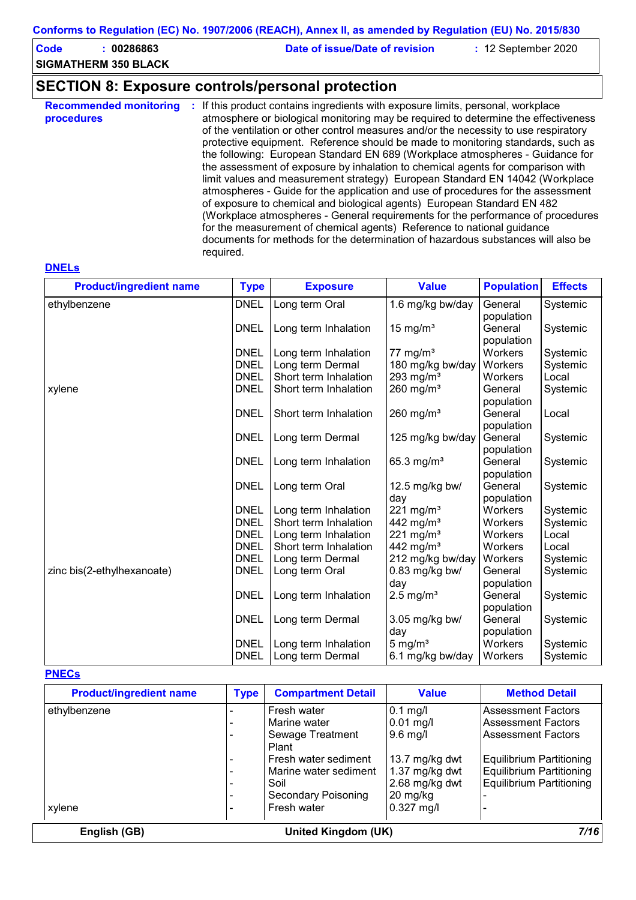## SECTION 8: Exposure controls/personal protection

**Recommended monitoring procedures** : If this product contains ingredients with exposure limits, personal, workplace atmosphere or biological monitoring may be required to determine the effectiveness of the ventilation or other control measures and/or the necessity to use respiratory protective equipment. Reference should be made to monitoring standards, such as the following: European Standard EN 689 (Workplace atmospheres - Guidance for the assessment of exposure by inhalation to chemical agents for comparison with limit values and measurement strategy) European Standard EN 14042 (Workplace atmospheres - Guide for the application and use of procedures for the assessment of exposure to chemical and biological agents) European Standard EN 482 (Workplace atmospheres - General requirements for the performance of procedures for the measurement of chemical agents) Reference to national guidance documents for methods for the determination of hazardous substances will also be required.

**DNELs**

| Product/ingredient name | Type | Exposure | Value | Population | Effects |
|---|---|---|---|---|---|
| ethylbenzene | DNEL | Long term Oral | 1.6 mg/kg bw/day | General population | Systemic |
| | DNEL | Long term Inhalation | 15 mg/m³ | General population | Systemic |
| | DNEL | Long term Inhalation | 77 mg/m³ | Workers | Systemic |
| | DNEL | Long term Dermal | 180 mg/kg bw/day | Workers | Systemic |
| | DNEL | Short term Inhalation | 293 mg/m³ | Workers | Local |
| xylene | DNEL | Short term Inhalation | 260 mg/m³ | General population | Systemic |
| | DNEL | Short term Inhalation | 260 mg/m³ | General population | Local |
| | DNEL | Long term Dermal | 125 mg/kg bw/day | General population | Systemic |
| | DNEL | Long term Inhalation | 65.3 mg/m³ | General population | Systemic |
| | DNEL | Long term Oral | 12.5 mg/kg bw/day | General population | Systemic |
| | DNEL | Long term Inhalation | 221 mg/m³ | Workers | Systemic |
| | DNEL | Short term Inhalation | 442 mg/m³ | Workers | Systemic |
| | DNEL | Long term Inhalation | 221 mg/m³ | Workers | Local |
| | DNEL | Short term Inhalation | 442 mg/m³ | Workers | Local |
| | DNEL | Long term Dermal | 212 mg/kg bw/day | Workers | Systemic |
| zinc bis(2-ethylhexanoate) | DNEL | Long term Oral | 0.83 mg/kg bw/day | General population | Systemic |
| | DNEL | Long term Inhalation | 2.5 mg/m³ | General population | Systemic |
| | DNEL | Long term Dermal | 3.05 mg/kg bw/day | General population | Systemic |
| | DNEL | Long term Inhalation | 5 mg/m³ | Workers | Systemic |
| | DNEL | Long term Dermal | 6.1 mg/kg bw/day | Workers | Systemic |

**PNECs**

| Product/ingredient name | Type | Compartment Detail | Value | Method Detail |
|---|---|---|---|---|
| ethylbenzene | - | Fresh water | 0.1 mg/l | Assessment Factors |
| | - | Marine water | 0.01 mg/l | Assessment Factors |
| | - | Sewage Treatment Plant | 9.6 mg/l | Assessment Factors |
| | - | Fresh water sediment | 13.7 mg/kg dwt | Equilibrium Partitioning |
| | - | Marine water sediment | 1.37 mg/kg dwt | Equilibrium Partitioning |
| | - | Soil | 2.68 mg/kg dwt | Equilibrium Partitioning |
| | - | Secondary Poisoning | 20 mg/kg | - |
| xylene | - | Fresh water | 0.327 mg/l | - |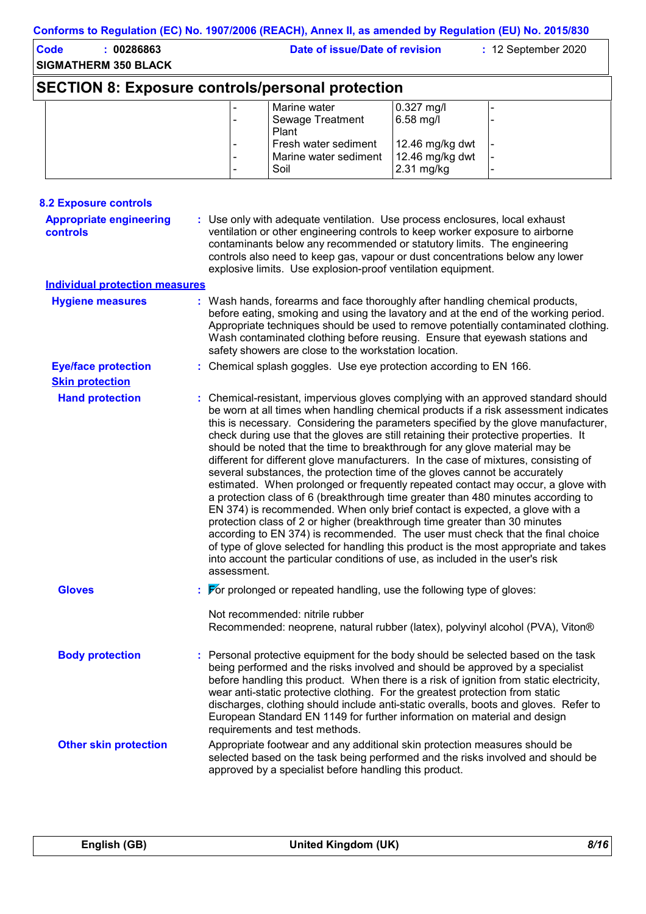## SECTION 8: Exposure controls/personal protection

| | | | | |
|---|---|---|---|---|
| | - | Marine water | 0.327 mg/l | - |
| | - | Sewage Treatment Plant | 6.58 mg/l | - |
| | - | Fresh water sediment | 12.46 mg/kg dwt | - |
| | - | Marine water sediment | 12.46 mg/kg dwt | - |
| | - | Soil | 2.31 mg/kg | - |

### 8.2 Exposure controls

**Appropriate engineering controls** : Use only with adequate ventilation. Use process enclosures, local exhaust ventilation or other engineering controls to keep worker exposure to airborne contaminants below any recommended or statutory limits. The engineering controls also need to keep gas, vapour or dust concentrations below any lower explosive limits. Use explosion-proof ventilation equipment.

**Individual protection measures**

**Hygiene measures** : Wash hands, forearms and face thoroughly after handling chemical products, before eating, smoking and using the lavatory and at the end of the working period. Appropriate techniques should be used to remove potentially contaminated clothing. Wash contaminated clothing before reusing. Ensure that eyewash stations and safety showers are close to the workstation location.

**Eye/face protection** : Chemical splash goggles. Use eye protection according to EN 166.

**Skin protection**

**Hand protection** : Chemical-resistant, impervious gloves complying with an approved standard should be worn at all times when handling chemical products if a risk assessment indicates this is necessary. Considering the parameters specified by the glove manufacturer, check during use that the gloves are still retaining their protective properties. It should be noted that the time to breakthrough for any glove material may be different for different glove manufacturers. In the case of mixtures, consisting of several substances, the protection time of the gloves cannot be accurately estimated. When prolonged or frequently repeated contact may occur, a glove with a protection class of 6 (breakthrough time greater than 480 minutes according to EN 374) is recommended. When only brief contact is expected, a glove with a protection class of 2 or higher (breakthrough time greater than 30 minutes according to EN 374) is recommended. The user must check that the final choice of type of glove selected for handling this product is the most appropriate and takes into account the particular conditions of use, as included in the user's risk assessment.

**Gloves** : For prolonged or repeated handling, use the following type of gloves:

Not recommended: nitrile rubber
Recommended: neoprene, natural rubber (latex), polyvinyl alcohol (PVA), Viton®

**Body protection** : Personal protective equipment for the body should be selected based on the task being performed and the risks involved and should be approved by a specialist before handling this product. When there is a risk of ignition from static electricity, wear anti-static protective clothing. For the greatest protection from static discharges, clothing should include anti-static overalls, boots and gloves. Refer to European Standard EN 1149 for further information on material and design requirements and test methods.

**Other skin protection** Appropriate footwear and any additional skin protection measures should be selected based on the task being performed and the risks involved and should be approved by a specialist before handling this product.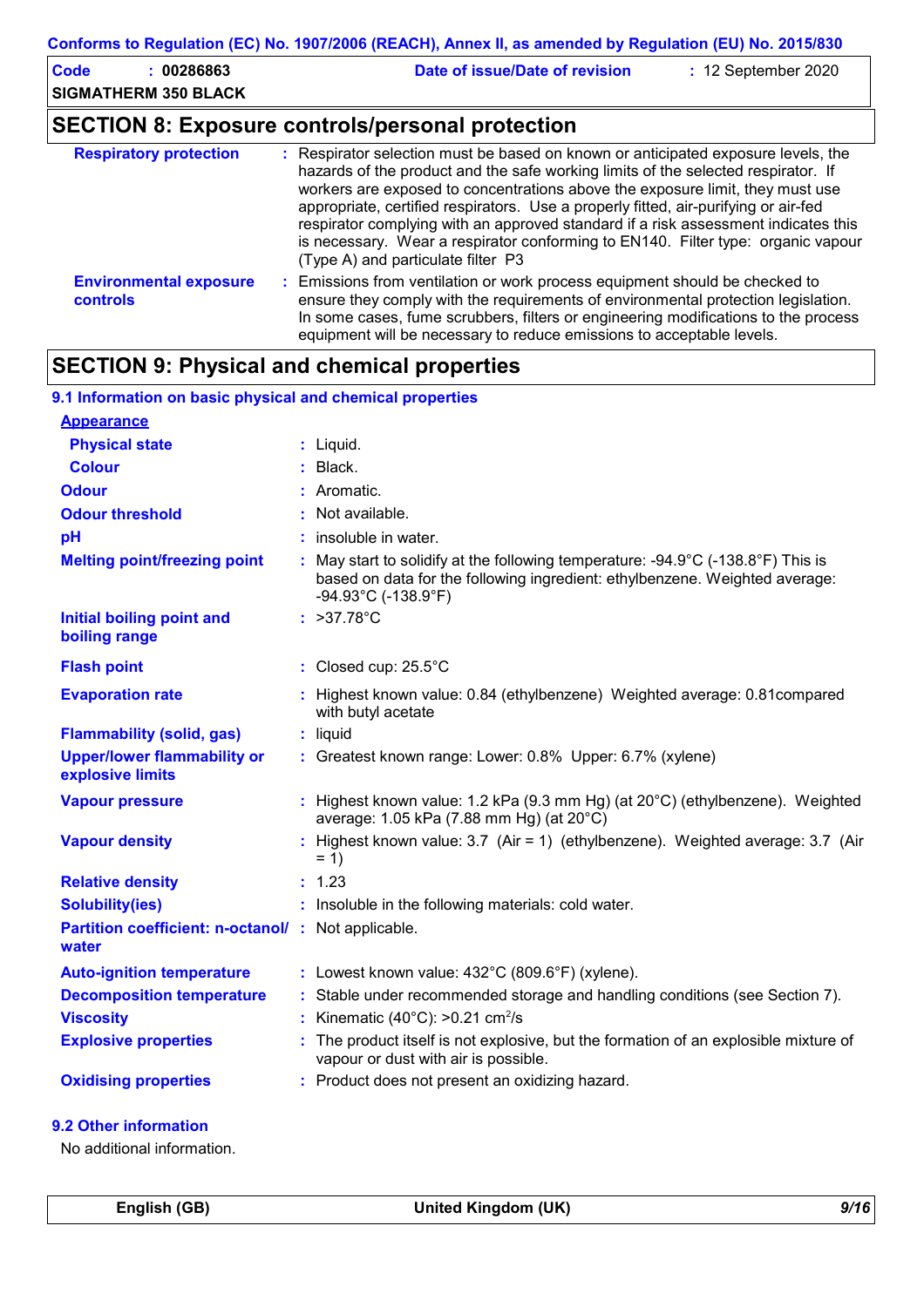## SECTION 8: Exposure controls/personal protection

| | |
|---|---|
| **Respiratory protection** | Respirator selection must be based on known or anticipated exposure levels, the hazards of the product and the safe working limits of the selected respirator. If workers are exposed to concentrations above the exposure limit, they must use appropriate, certified respirators. Use a properly fitted, air-purifying or air-fed respirator complying with an approved standard if a risk assessment indicates this is necessary. Wear a respirator conforming to EN140. Filter type: organic vapour (Type A) and particulate filter P3 |
| **Environmental exposure controls** | Emissions from ventilation or work process equipment should be checked to ensure they comply with the requirements of environmental protection legislation. In some cases, fume scrubbers, filters or engineering modifications to the process equipment will be necessary to reduce emissions to acceptable levels. |

## SECTION 9: Physical and chemical properties

### 9.1 Information on basic physical and chemical properties

**Appearance**

| | |
|---|---|
| **Physical state** | Liquid. |
| **Colour** | Black. |
| **Odour** | Aromatic. |
| **Odour threshold** | Not available. |
| **pH** | insoluble in water. |
| **Melting point/freezing point** | May start to solidify at the following temperature: -94.9°C (-138.8°F) This is based on data for the following ingredient: ethylbenzene. Weighted average: -94.93°C (-138.9°F) |
| **Initial boiling point and boiling range** | >37.78°C |
| **Flash point** | Closed cup: 25.5°C |
| **Evaporation rate** | Highest known value: 0.84 (ethylbenzene) Weighted average: 0.81compared with butyl acetate |
| **Flammability (solid, gas)** | liquid |
| **Upper/lower flammability or explosive limits** | Greatest known range: Lower: 0.8% Upper: 6.7% (xylene) |
| **Vapour pressure** | Highest known value: 1.2 kPa (9.3 mm Hg) (at 20°C) (ethylbenzene). Weighted average: 1.05 kPa (7.88 mm Hg) (at 20°C) |
| **Vapour density** | Highest known value: 3.7 (Air = 1) (ethylbenzene). Weighted average: 3.7 (Air = 1) |
| **Relative density** | 1.23 |
| **Solubility(ies)** | Insoluble in the following materials: cold water. |
| **Partition coefficient: n-octanol/ water** | Not applicable. |
| **Auto-ignition temperature** | Lowest known value: 432°C (809.6°F) (xylene). |
| **Decomposition temperature** | Stable under recommended storage and handling conditions (see Section 7). |
| **Viscosity** | Kinematic (40°C): >0.21 $cm^2/s$ |
| **Explosive properties** | The product itself is not explosive, but the formation of an explosive mixture of vapour or dust with air is possible. |
| **Oxidising properties** | Product does not present an oxidizing hazard. |

### 9.2 Other information

No additional information.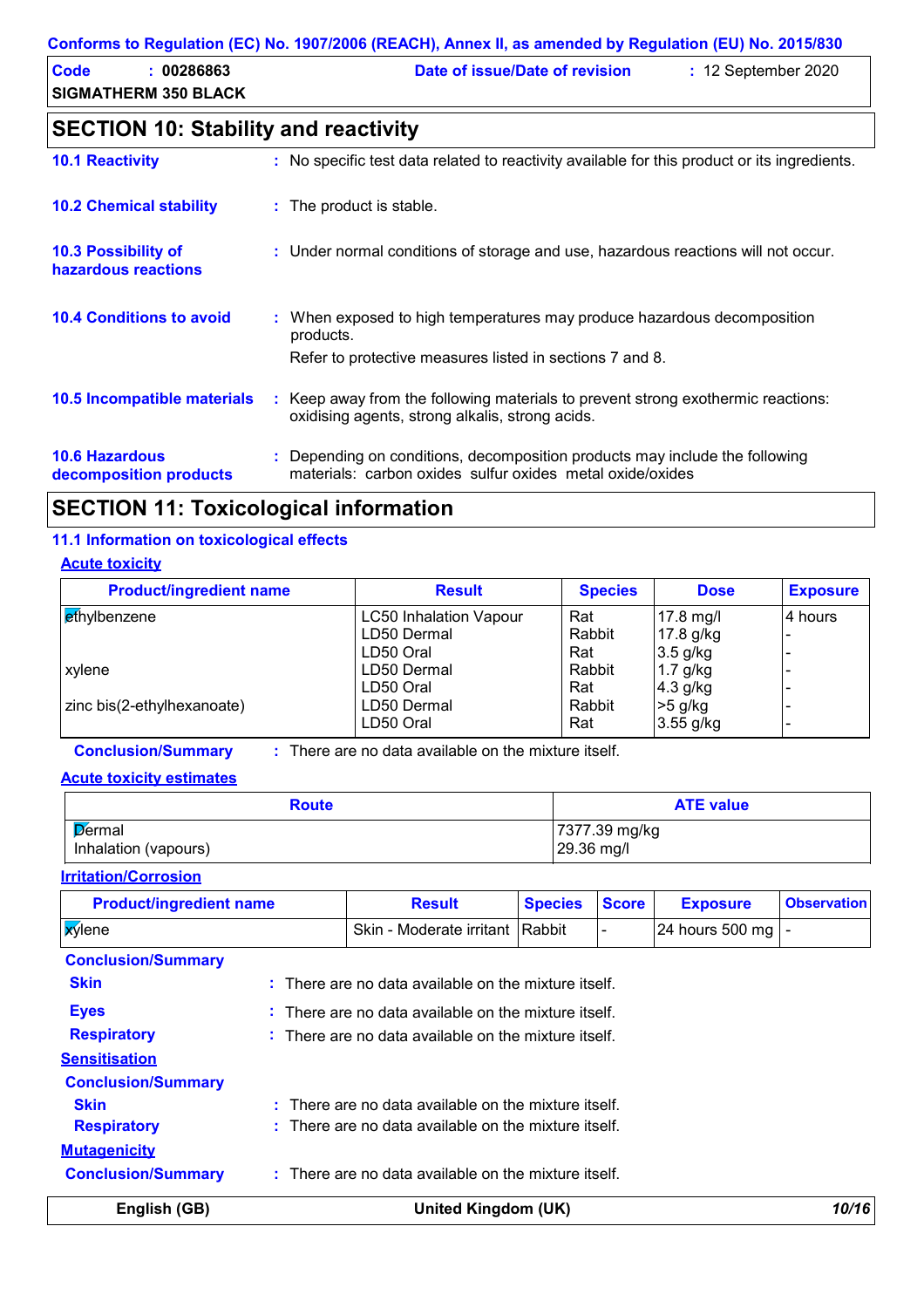## SECTION 10: Stability and reactivity

**10.1 Reactivity** : No specific test data related to reactivity available for this product or its ingredients.

**10.2 Chemical stability** : The product is stable.

**10.3 Possibility of hazardous reactions** : Under normal conditions of storage and use, hazardous reactions will not occur.

**10.4 Conditions to avoid** : When exposed to high temperatures may produce hazardous decomposition products.

Refer to protective measures listed in sections 7 and 8.

**10.5 Incompatible materials** : Keep away from the following materials to prevent strong exothermic reactions: oxidising agents, strong alkalis, strong acids.

**10.6 Hazardous decomposition products** : Depending on conditions, decomposition products may include the following materials: carbon oxides sulfur oxides metal oxide/oxides

## SECTION 11: Toxicological information

### 11.1 Information on toxicological effects

**Acute toxicity**

| Product/ingredient name | Result | Species | Dose | Exposure |
|---|---|---|---|---|
| ethylbenzene | LC50 Inhalation Vapour | Rat | 17.8 mg/l | 4 hours |
| | LD50 Dermal | Rabbit | 17.8 g/kg | - |
| | LD50 Oral | Rat | 3.5 g/kg | - |
| xylene | LD50 Dermal | Rabbit | 1.7 g/kg | - |
| | LD50 Oral | Rat | 4.3 g/kg | - |
| zinc bis(2-ethylhexanoate) | LD50 Dermal | Rabbit | >5 g/kg | - |
| | LD50 Oral | Rat | 3.55 g/kg | - |

**Conclusion/Summary** : There are no data available on the mixture itself.

**Acute toxicity estimates**

| Route | ATE value |
|---|---|
| Dermal | 7377.39 mg/kg |
| Inhalation (vapours) | 29.36 mg/l |

**Irritation/Corrosion**

| Product/ingredient name | Result | Species | Score | Exposure | Observation |
|---|---|---|---|---|---|
| xylene | Skin - Moderate irritant | Rabbit | - | 24 hours 500 mg | - |

**Conclusion/Summary**

**Skin** : There are no data available on the mixture itself.

**Eyes** : There are no data available on the mixture itself.

**Respiratory** : There are no data available on the mixture itself.

**Sensitisation**

**Conclusion/Summary**

**Skin** : There are no data available on the mixture itself.

**Respiratory** : There are no data available on the mixture itself.

**Mutagenicity**

**Conclusion/Summary** : There are no data available on the mixture itself.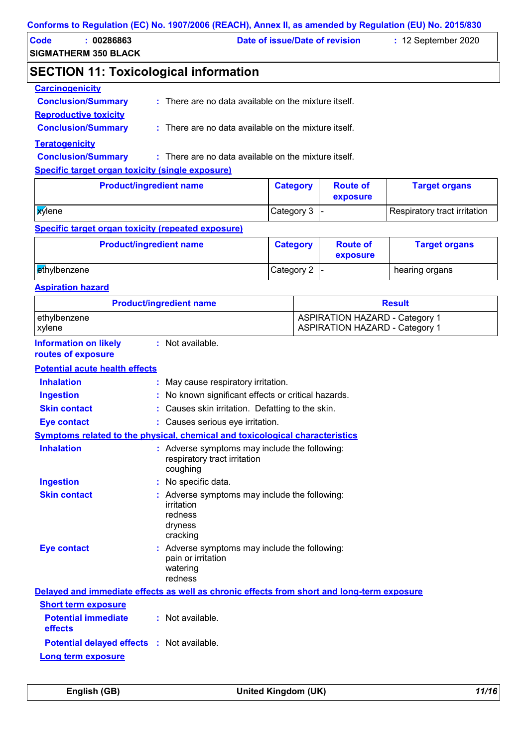Conforms to Regulation (EC) No. 1907/2006 (REACH), Annex II, as amended by Regulation (EU) No. 2015/830

| Code | : 00286863 | Date of issue/Date of revision | : 12 September 2020 |
|---|---|---|---|
| SIGMATHERM 350 BLACK | | | |

## SECTION 11: Toxicological information

**Carcinogenicity**

**Conclusion/Summary** : There are no data available on the mixture itself.

**Reproductive toxicity**

**Conclusion/Summary** : There are no data available on the mixture itself.

**Teratogenicity**

**Conclusion/Summary** : There are no data available on the mixture itself.

**Specific target organ toxicity (single exposure)**

| Product/ingredient name | Category | Route of exposure | Target organs |
|---|---|---|---|
| xylene | Category 3 | - | Respiratory tract irritation |

**Specific target organ toxicity (repeated exposure)**

| Product/ingredient name | Category | Route of exposure | Target organs |
|---|---|---|---|
| ethylbenzene | Category 2 | - | hearing organs |

**Aspiration hazard**

| Product/ingredient name | Result |
|---|---|
| ethylbenzene | ASPIRATION HAZARD - Category 1 |
| xylene | ASPIRATION HAZARD - Category 1 |

**Information on likely routes of exposure** : Not available.

**Potential acute health effects**

**Inhalation** : May cause respiratory irritation.

**Ingestion** : No known significant effects or critical hazards.

**Skin contact** : Causes skin irritation. Defatting to the skin.

**Eye contact** : Causes serious eye irritation.

**Symptoms related to the physical, chemical and toxicological characteristics**

**Inhalation** : Adverse symptoms may include the following:
respiratory tract irritation
coughing

**Ingestion** : No specific data.

**Skin contact** : Adverse symptoms may include the following:
irritation
redness
dryness
cracking

**Eye contact** : Adverse symptoms may include the following:
pain or irritation
watering
redness

**Delayed and immediate effects as well as chronic effects from short and long-term exposure**

**Short term exposure**

**Potential immediate effects** : Not available.

**Potential delayed effects** : Not available.

**Long term exposure**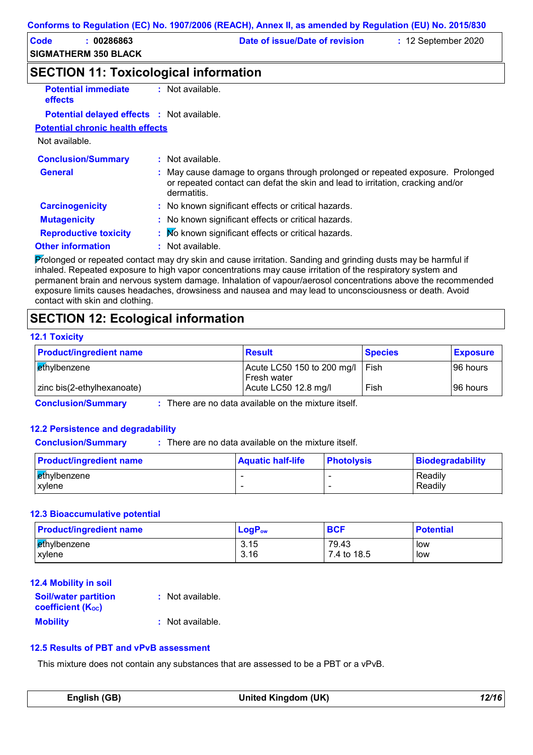## SECTION 11: Toxicological information

**Potential immediate effects** : Not available.

**Potential delayed effects** : Not available.

**Potential chronic health effects**

Not available.

**Conclusion/Summary** : Not available.

**General** : May cause damage to organs through prolonged or repeated exposure. Prolonged or repeated contact can defat the skin and lead to irritation, cracking and/or dermatitis.

**Carcinogenicity** : No known significant effects or critical hazards.

**Mutagenicity** : No known significant effects or critical hazards.

**Reproductive toxicity** : No known significant effects or critical hazards.

**Other information** : Not available.

Prolonged or repeated contact may dry skin and cause irritation. Sanding and grinding dusts may be harmful if inhaled. Repeated exposure to high vapor concentrations may cause irritation of the respiratory system and permanent brain and nervous system damage. Inhalation of vapour/aerosol concentrations above the recommended exposure limits causes headaches, drowsiness and nausea and may lead to unconsciousness or death. Avoid contact with skin and clothing.

## SECTION 12: Ecological information

### 12.1 Toxicity

| Product/ingredient name | Result | Species | Exposure |
|---|---|---|---|
| ethylbenzene | Acute LC50 150 to 200 mg/l Fresh water | Fish | 96 hours |
| zinc bis(2-ethylhexanoate) | Acute LC50 12.8 mg/l | Fish | 96 hours |

**Conclusion/Summary** : There are no data available on the mixture itself.

### 12.2 Persistence and degradability

**Conclusion/Summary** : There are no data available on the mixture itself.

| Product/ingredient name | Aquatic half-life | Photolysis | Biodegradability |
|---|---|---|---|
| ethylbenzene | - | - | Readily |
| xylene | - | - | Readily |

### 12.3 Bioaccumulative potential

| Product/ingredient name | $LogP_{ow}$ | BCF | Potential |
|---|---|---|---|
| ethylbenzene | 3.15 | 79.43 | low |
| xylene | 3.16 | 7.4 to 18.5 | low |

### 12.4 Mobility in soil

**Soil/water partition coefficient ($K_{OC}$)** : Not available.

**Mobility** : Not available.

### 12.5 Results of PBT and vPvB assessment

This mixture does not contain any substances that are assessed to be a PBT or a vPvB.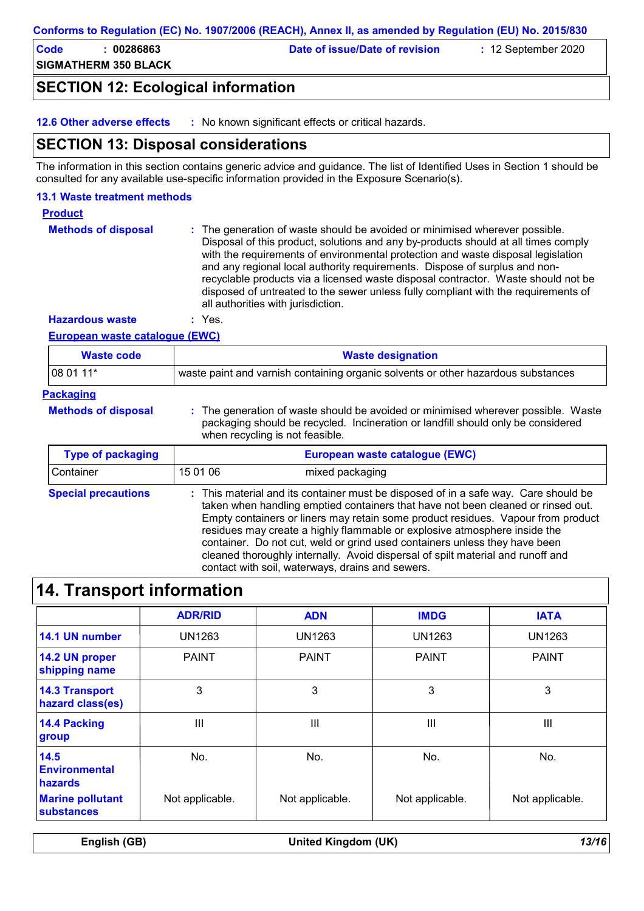## SECTION 12: Ecological information

**12.6 Other adverse effects** : No known significant effects or critical hazards.

## SECTION 13: Disposal considerations

The information in this section contains generic advice and guidance. The list of Identified Uses in Section 1 should be consulted for any available use-specific information provided in the Exposure Scenario(s).

### 13.1 Waste treatment methods

**Product**

**Methods of disposal** : The generation of waste should be avoided or minimised wherever possible. Disposal of this product, solutions and any by-products should at all times comply with the requirements of environmental protection and waste disposal legislation and any regional local authority requirements. Dispose of surplus and non-recyclable products via a licensed waste disposal contractor. Waste should not be disposed of untreated to the sewer unless fully compliant with the requirements of all authorities with jurisdiction.

**Hazardous waste** : Yes.

**European waste catalogue (EWC)**

| Waste code | Waste designation |
|---|---|
| 08 01 11* | waste paint and varnish containing organic solvents or other hazardous substances |

**Packaging**

**Methods of disposal** : The generation of waste should be avoided or minimised wherever possible. Waste packaging should be recycled. Incineration or landfill should only be considered when recycling is not feasible.

| Type of packaging | European waste catalogue (EWC) | |
|---|---|---|
| Container | 15 01 06 | mixed packaging |

**Special precautions** : This material and its container must be disposed of in a safe way. Care should be taken when handling emptied containers that have not been cleaned or rinsed out. Empty containers or liners may retain some product residues. Vapour from product residues may create a highly flammable or explosive atmosphere inside the container. Do not cut, weld or grind used containers unless they have been cleaned thoroughly internally. Avoid dispersal of spilt material and runoff and contact with soil, waterways, drains and sewers.

## 14. Transport information

| | ADR/RID | ADN | IMDG | IATA |
|---|---|---|---|---|
| 14.1 UN number | UN1263 | UN1263 | UN1263 | UN1263 |
| 14.2 UN proper shipping name | PAINT | PAINT | PAINT | PAINT |
| 14.3 Transport hazard class(es) | 3 | 3 | 3 | 3 |
| 14.4 Packing group | III | III | III | III |
| 14.5 Environmental hazards | No. | No. | No. | No. |
| Marine pollutant substances | Not applicable. | Not applicable. | Not applicable. | Not applicable. |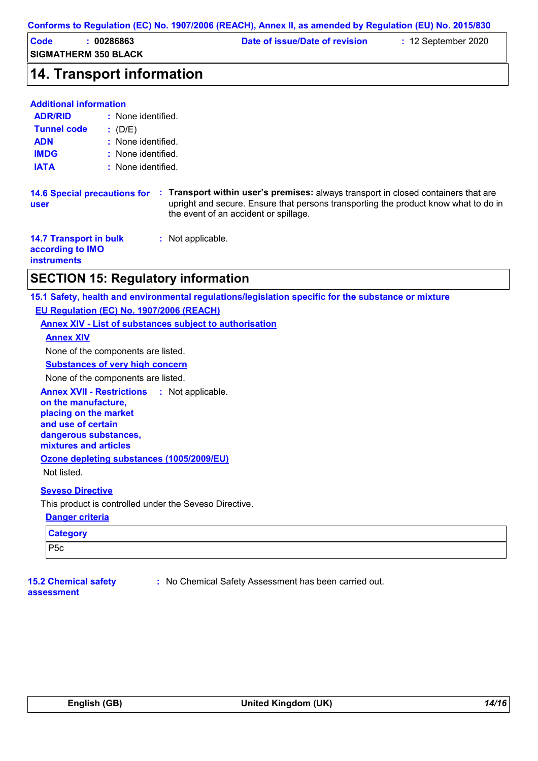## 14. Transport information

**Additional information**

**ADR/RID** : None identified.

**Tunnel code** : (D/E)

**ADN** : None identified.

**IMDG** : None identified.

**IATA** : None identified.

**14.6 Special precautions for user** : **Transport within user's premises:** always transport in closed containers that are upright and secure. Ensure that persons transporting the product know what to do in the event of an accident or spillage.

**14.7 Transport in bulk according to IMO instruments** : Not applicable.

## SECTION 15: Regulatory information

**15.1 Safety, health and environmental regulations/legislation specific for the substance or mixture**

**EU Regulation (EC) No. 1907/2006 (REACH)**

**Annex XIV - List of substances subject to authorisation**

**Annex XIV**

None of the components are listed.

**Substances of very high concern**

None of the components are listed.

**Annex XVII - Restrictions on the manufacture, placing on the market and use of certain dangerous substances, mixtures and articles** : Not applicable.

**Ozone depleting substances (1005/2009/EU)**

Not listed.

**Seveso Directive**

This product is controlled under the Seveso Directive.

**Danger criteria**

| Category |
| --- |
| P5c |

**15.2 Chemical safety assessment** : No Chemical Safety Assessment has been carried out.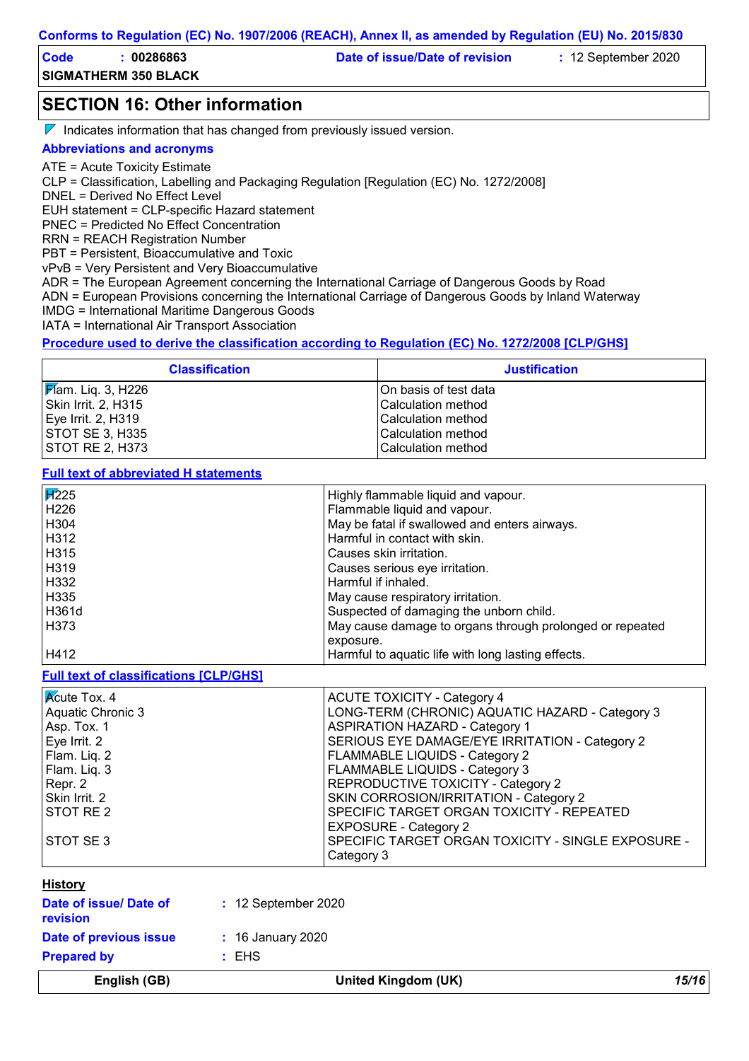## SECTION 16: Other information

Indicates information that has changed from previously issued version.

### Abbreviations and acronyms

ATE = Acute Toxicity Estimate
CLP = Classification, Labelling and Packaging Regulation [Regulation (EC) No. 1272/2008]
DNEL = Derived No Effect Level
EUH statement = CLP-specific Hazard statement
PNEC = Predicted No Effect Concentration
RRN = REACH Registration Number
PBT = Persistent, Bioaccumulative and Toxic
vPvB = Very Persistent and Very Bioaccumulative
ADR = The European Agreement concerning the International Carriage of Dangerous Goods by Road
ADN = European Provisions concerning the International Carriage of Dangerous Goods by Inland Waterway
IMDG = International Maritime Dangerous Goods
IATA = International Air Transport Association

### Procedure used to derive the classification according to Regulation (EC) No. 1272/2008 [CLP/GHS]

| Classification | Justification |
|---|---|
| Flam. Liq. 3, H226 | On basis of test data |
| Skin Irrit. 2, H315 | Calculation method |
| Eye Irrit. 2, H319 | Calculation method |
| STOT SE 3, H335 | Calculation method |
| STOT RE 2, H373 | Calculation method |

### Full text of abbreviated H statements

| | |
|---|---|
| H225 | Highly flammable liquid and vapour. |
| H226 | Flammable liquid and vapour. |
| H304 | May be fatal if swallowed and enters airways. |
| H312 | Harmful in contact with skin. |
| H315 | Causes skin irritation. |
| H319 | Causes serious eye irritation. |
| H332 | Harmful if inhaled. |
| H335 | May cause respiratory irritation. |
| H361d | Suspected of damaging the unborn child. |
| H373 | May cause damage to organs through prolonged or repeated exposure. |
| H412 | Harmful to aquatic life with long lasting effects. |

### Full text of classifications [CLP/GHS]

| | |
|---|---|
| Acute Tox. 4 | ACUTE TOXICITY - Category 4 |
| Aquatic Chronic 3 | LONG-TERM (CHRONIC) AQUATIC HAZARD - Category 3 |
| Asp. Tox. 1 | ASPIRATION HAZARD - Category 1 |
| Eye Irrit. 2 | SERIOUS EYE DAMAGE/EYE IRRITATION - Category 2 |
| Flam. Liq. 2 | FLAMMABLE LIQUIDS - Category 2 |
| Flam. Liq. 3 | FLAMMABLE LIQUIDS - Category 3 |
| Repr. 2 | REPRODUCTIVE TOXICITY - Category 2 |
| Skin Irrit. 2 | SKIN CORROSION/IRRITATION - Category 2 |
| STOT RE 2 | SPECIFIC TARGET ORGAN TOXICITY - REPEATED EXPOSURE - Category 2 |
| STOT SE 3 | SPECIFIC TARGET ORGAN TOXICITY - SINGLE EXPOSURE - Category 3 |

### History

**Date of issue/ Date of revision** : 12 September 2020

**Date of previous issue** : 16 January 2020

**Prepared by** : EHS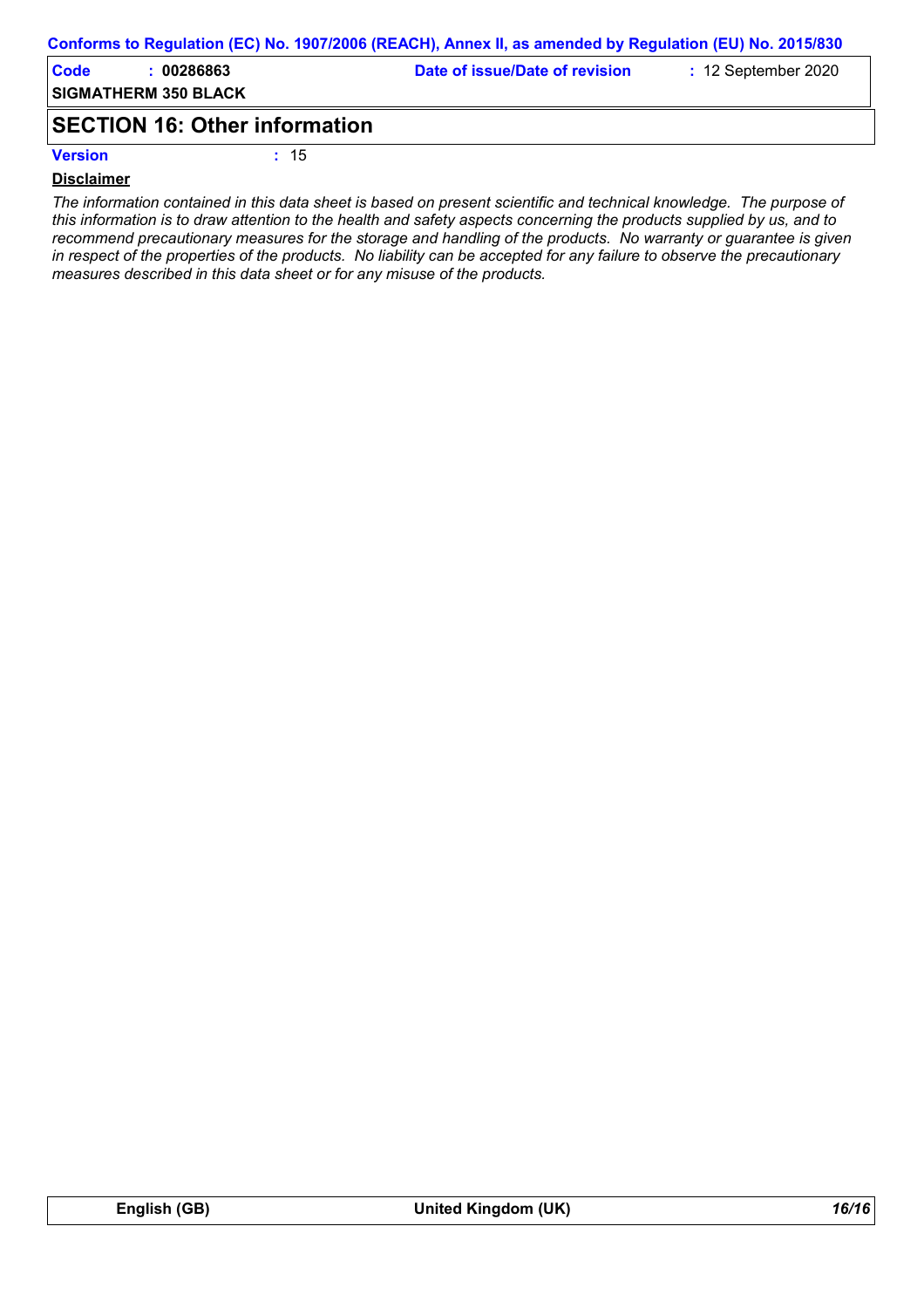## SECTION 16: Other information

**Version** : 15

**Disclaimer**

*The information contained in this data sheet is based on present scientific and technical knowledge. The purpose of this information is to draw attention to the health and safety aspects concerning the products supplied by us, and to recommend precautionary measures for the storage and handling of the products. No warranty or guarantee is given in respect of the properties of the products. No liability can be accepted for any failure to observe the precautionary measures described in this data sheet or for any misuse of the products.*